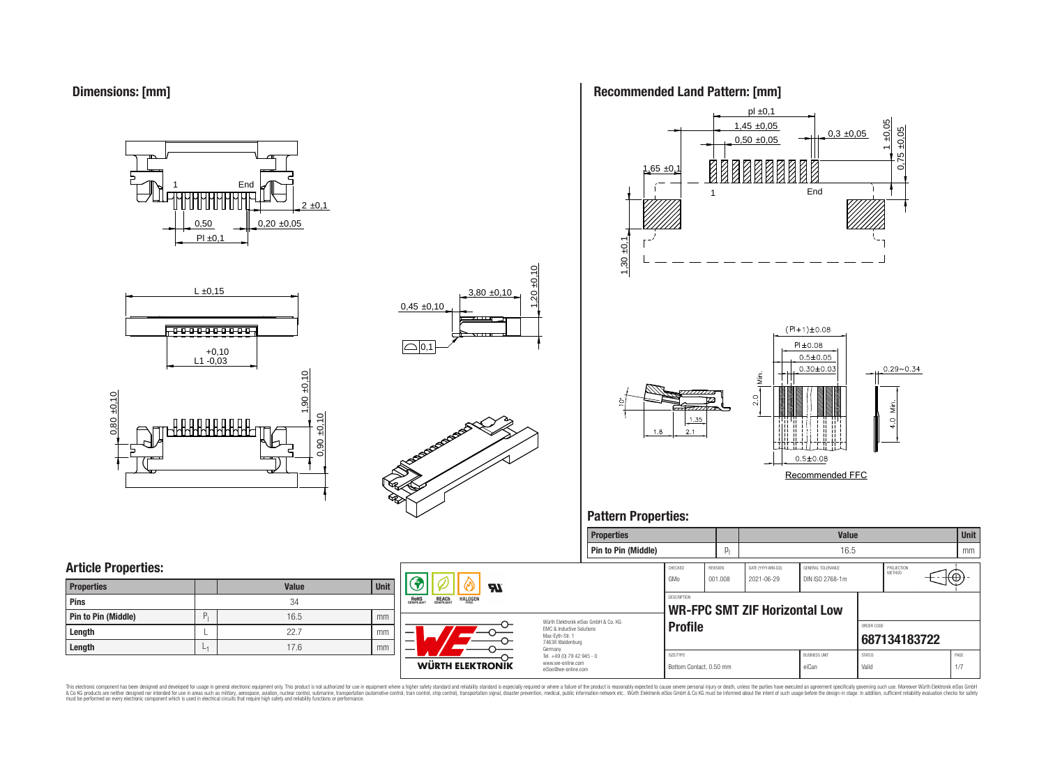## Dimensions: [mm]

## Recommended Land Pattern: [mm]

## Pattern Properties:

| Properties | | Value | Unit |
|---|---|---|---|
| Pin to Pin (Middle) | $P_l$ | 16.5 | mm |

## Article Properties:

| Properties | | Value | Unit |
|---|---|---|---|
| Pins | | 34 | |
| Pin to Pin (Middle) | $P_l$ | 16.5 | mm |
| Length | L | 22.7 | mm |
| Length | $L_1$ | 17.6 | mm |

| CHECKED | REVISION | DATE (YYYY-MM-DD) | GENERAL TOLERANCE | PROJECTION METHOD |
|---|---|---|---|---|
| GMo | 001.008 | 2021-06-29 | DIN ISO 2768-1m | |

DESCRIPTION: **WR-FPC SMT ZIF Horizontal Low Profile**

ORDER CODE: **687134183722**

| SIZE/TYPE | BUSINESS UNIT | STATUS | PAGE |
|---|---|---|---|
| Bottom Contact, 0.50 mm | eiCan | Valid | 1/7 |

Würth Elektronik eiSos GmbH & Co. KG
EMC & Inductive Solutions
Max-Eyth-Str. 1
74638 Waldenburg
Germany
Tel. +49 (0) 79 42 945 - 0
www.we-online.com
eiSos@we-online.com

This electronic component has been designed and developed for usage in general electronic equipment only. This product is not authorized for use in equipment where a higher safety standard and reliability standard is especially required or where a failure of the product is reasonably expected to cause severe personal injury or death, unless the parties have executed an agreement specifically governing such use. Moreover Würth Elektronik eiSos GmbH & Co KG products are neither designed nor intended for use in areas such as military, aerospace, aviation, nuclear control, submarine, transportation (automotive control, train control, ship control), transportation signal, disaster prevention, medical, public information network etc.. Würth Elektronik eiSos GmbH & Co KG must be informed about the intent of such usage before the design-in stage. In addition, sufficient reliability evaluation checks for safety must be performed on every electronic component which is used in electrical circuits that require high safety and reliability functions or performance.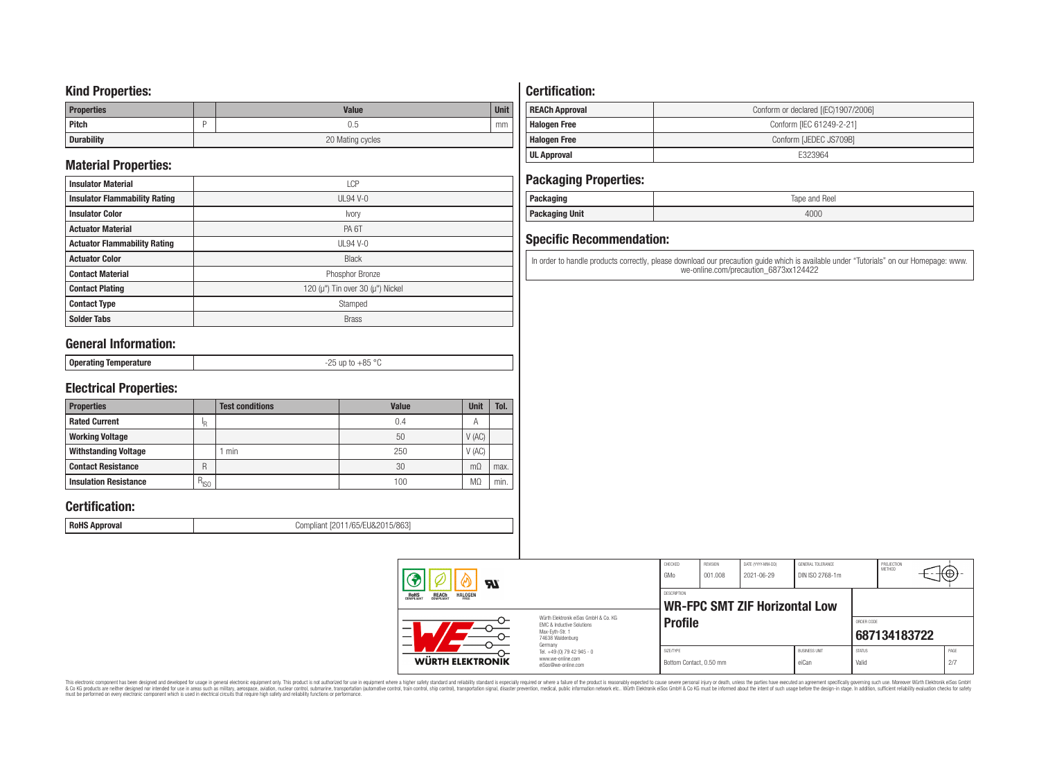## Kind Properties:

| Properties | | Value | Unit |
|---|---|---|---|
| Pitch | P | 0.5 | mm |
| Durability | | 20 Mating cycles | |

## Material Properties:

| | |
|---|---|
| Insulator Material | LCP |
| Insulator Flammability Rating | UL94 V-0 |
| Insulator Color | Ivory |
| Actuator Material | PA 6T |
| Actuator Flammability Rating | UL94 V-0 |
| Actuator Color | Black |
| Contact Material | Phosphor Bronze |
| Contact Plating | 120 (µ") Tin over 30 (µ") Nickel |
| Contact Type | Stamped |
| Solder Tabs | Brass |

## General Information:

| | |
|---|---|
| Operating Temperature | -25 up to +85 °C |

## Electrical Properties:

| Properties | | Test conditions | Value | Unit | Tol. |
|---|---|---|---|---|---|
| Rated Current | $I_R$ | | 0.4 | A | |
| Working Voltage | | | 50 | V (AC) | |
| Withstanding Voltage | | 1 min | 250 | V (AC) | |
| Contact Resistance | R | | 30 | mΩ | max. |
| Insulation Resistance | $R_{ISO}$ | | 100 | MΩ | min. |

## Certification:

| | |
|---|---|
| RoHS Approval | Compliant [2011/65/EU&2015/863] |

## Certification:

| | |
|---|---|
| REACh Approval | Conform or declared [(EC)1907/2006] |
| Halogen Free | Conform [IEC 61249-2-21] |
| Halogen Free | Conform [JEDEC JS709B] |
| UL Approval | E323964 |

## Packaging Properties:

| | |
|---|---|
| Packaging | Tape and Reel |
| Packaging Unit | 4000 |

## Specific Recommendation:

In order to handle products correctly, please download our precaution guide which is available under "Tutorials" on our Homepage: www.we-online.com/precaution_6873xx124422

| CHECKED | REVISION | DATE (YYYY-MM-DD) | GENERAL TOLERANCE | PROJECTION METHOD |
|---|---|---|---|---|
| GMo | 001.008 | 2021-06-29 | DIN ISO 2768-1m | |

Würth Elektronik eiSos GmbH & Co. KG
EMC & Inductive Solutions
Max-Eyth-Str. 1
74638 Waldenburg
Germany
Tel. +49 (0) 79 42 945 - 0
www.we-online.com
eiSos@we-online.com

DESCRIPTION: **WR-FPC SMT ZIF Horizontal Low Profile**

ORDER CODE: **687134183722**

| SIZE/TYPE | BUSINESS UNIT | STATUS | PAGE |
|---|---|---|---|
| Bottom Contact, 0.50 mm | eiCan | Valid | 2/7 |

This electronic component has been designed and developed for usage in general electronic equipment only. This product is not authorized for use in equipment where a higher safety standard and reliability standard is especially required or where a failure of the product is reasonably expected to cause severe personal injury or death, unless the parties have executed an agreement specifically governing such use. Moreover Würth Elektronik eiSos GmbH & Co KG products are neither designed nor intended for use in areas such as military, aerospace, aviation, nuclear control, submarine, transportation (automotive control, train control, ship control), transportation signal, disaster prevention, medical, public information network etc.. Würth Elektronik eiSos GmbH & Co KG must be informed about the intent of such usage before the design-in stage. In addition, sufficient reliability evaluation checks for safety must be performed on every electronic component which is used in electrical circuits that require high safety and reliability functions or performance.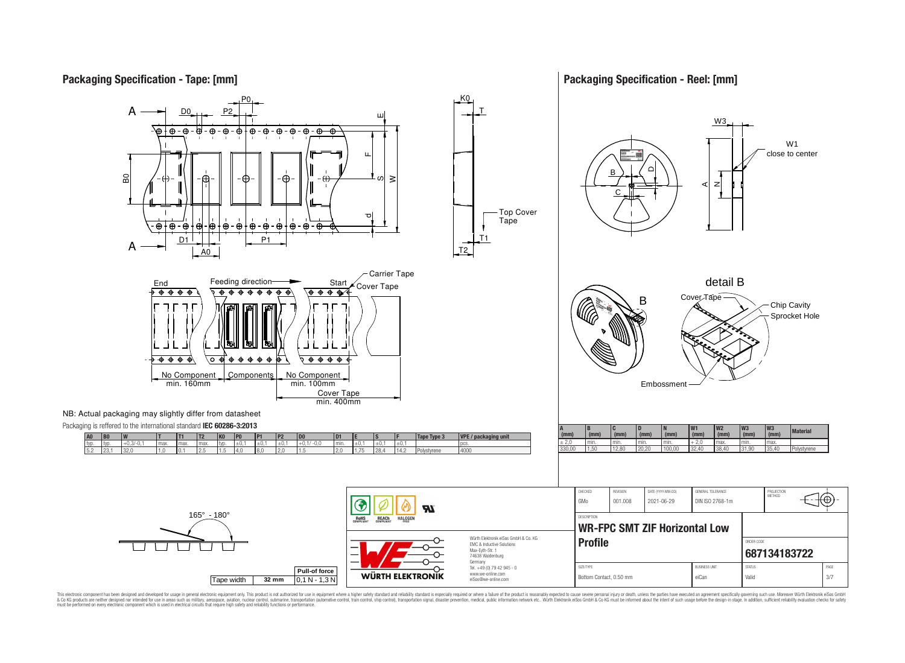## Packaging Specification - Tape: [mm]

Top Cover Tape

End — Feeding direction — Start — Carrier Tape — Cover Tape

No Component min. 160mm | Components | No Component min. 100mm | Cover Tape min. 400mm

NB: Actual packaging may slightly differ from datasheet

Packaging is reffered to the international standard **IEC 60286-3:2013**

| A0 | B0 | W | T | T1 | T2 | K0 | P0 | P1 | P2 | D0 | D1 | E | S | F | Tape Type 3 | VPE / packaging unit |
|---|---|---|---|---|---|---|---|---|---|---|---|---|---|---|---|---|
| typ. | typ. | +0,3/-0,1 | max. | max. | max. | typ. | ±0,1 | ±0,1 | ±0,1 | +0,1/ -0,0 | min. | ±0,1 | ±0,1 | ±0,1 | | pcs. |
| 5.2 | 23,1 | 32,0 | 1,0 | 0.1 | 2,5 | 1.5 | 4,0 | 8,0 | 2,0 | 1.5 | 2,0 | 1,75 | 28,4 | 14,2 | Polystyrene | 4000 |

165° - 180°

| Tape width | 32 mm | Pull-of force |
|---|---|---|
| | | 0,1 N - 1,3 N |

## Packaging Specification - Reel: [mm]

W1 close to center

detail B: Cover Tape, Chip Cavity, Sprocket Hole, Embossment

| A (mm) | B (mm) | C (mm) | D (mm) | N (mm) | W1 (mm) | W2 (mm) | W3 (mm) | W3 (mm) | Material |
|---|---|---|---|---|---|---|---|---|---|
| ± 2,0 | min. | min. | min. | min. | + 2,0 | max. | min. | max. | |
| 330,00 | 1,50 | 12,80 | 20,20 | 100,00 | 32,40 | 38,40 | 31,90 | 35,40 | Polystyrene |

| CHECKED | REVISION | DATE (YYYY-MM-DD) | GENERAL TOLERANCE | PROJECTION METHOD |
|---|---|---|---|---|
| GMo | 001.008 | 2021-06-29 | DIN ISO 2768-1m | |

DESCRIPTION: **WR-FPC SMT ZIF Horizontal Low Profile**

ORDER CODE: **687134183722**

| SIZE/TYPE | BUSINESS UNIT | STATUS |
|---|---|---|
| Bottom Contact, 0.50 mm | eiCan | Valid |

Würth Elektronik eiSos GmbH & Co. KG
EMC & Inductive Solutions
Max-Eyth-Str. 1
74638 Waldenburg
Germany
Tel. +49 (0) 79 42 945 - 0
www.we-online.com
eiSos@we-online.com

This electronic component has been designed and developed for usage in general electronic equipment only. This product is not authorized for use in equipment where a higher safety standard and reliability standard is especially required or where a failure of the product is reasonably expected to cause severe personal injury or death, unless the parties have executed an agreement specifically governing such use. Moreover Würth Elektronik eiSos GmbH & Co KG products are neither designed nor intended for use in areas such as military, aerospace, aviation, nuclear control, submarine, transportation (automotive control, train control, ship control), transportation signal, disaster prevention, medical, public information network etc.. Würth Elektronik eiSos GmbH & Co KG must be informed about the intent of such usage before the design-in stage. In addition, sufficient reliability evaluation checks for safety must be performed on every electronic component which is used in electrical circuits that require high safety and reliability functions or performance.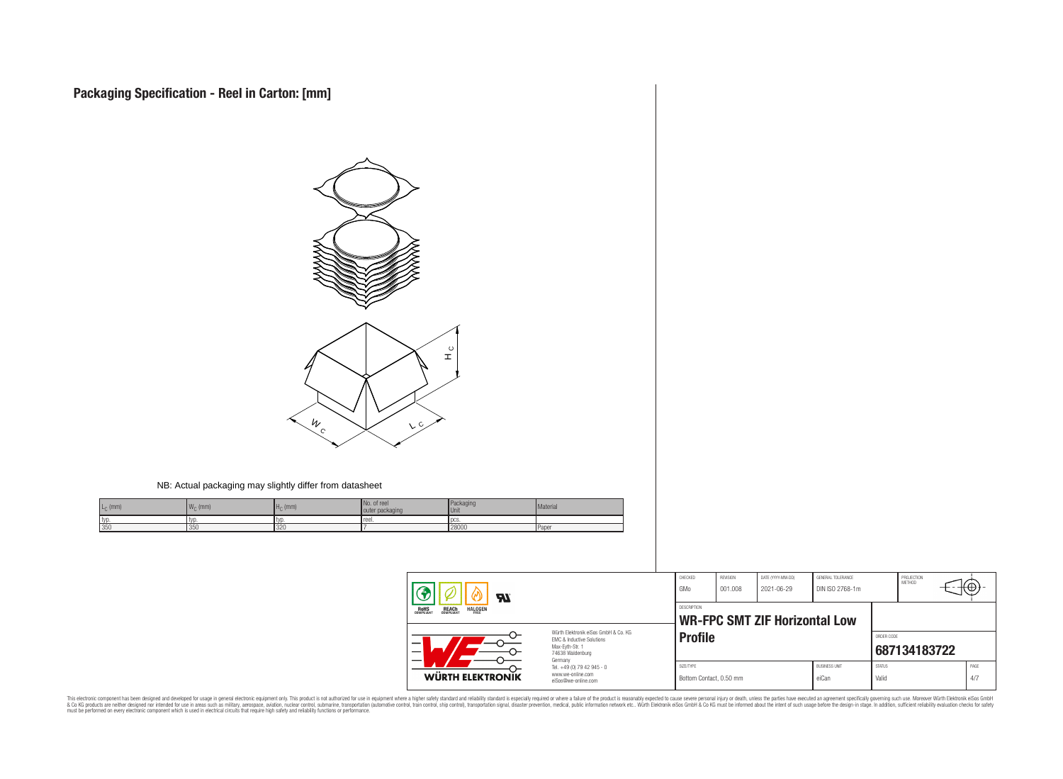# Packaging Specification - Reel in Carton: [mm]

NB: Actual packaging may slightly differ from datasheet

| $L_C$ (mm) | $W_C$ (mm) | $H_C$ (mm) | No. of reel outer packaging | Packaging Unit | Material |
|---|---|---|---|---|---|
| typ. | typ. | typ. | reel. | pcs. | |
| 350 | 350 | 320 | 7 | 28000 | Paper |

| CHECKED | REVISION | DATE (YYYY-MM-DD) | GENERAL TOLERANCE | PROJECTION METHOD |
|---|---|---|---|---|
| GMo | 001.008 | 2021-06-29 | DIN ISO 2768-1m | |

DESCRIPTION: **WR-FPC SMT ZIF Horizontal Low Profile**

ORDER CODE: **687134183722**

| SIZE/TYPE | BUSINESS UNIT | STATUS | PAGE |
|---|---|---|---|
| Bottom Contact, 0.50 mm | eiCan | Valid | 4/7 |

Würth Elektronik eiSos GmbH & Co. KG
EMC & Inductive Solutions
Max-Eyth-Str. 1
74638 Waldenburg
Germany
Tel. +49 (0) 79 42 945 - 0
www.we-online.com
eiSos@we-online.com

This electronic component has been designed and developed for usage in general electronic equipment only. This product is not authorized for use in equipment where a higher safety standard and reliability standard is especially required or where a failure of the product is reasonably expected to cause severe personal injury or death, unless the parties have executed an agreement specifically governing such use. Moreover Würth Elektronik eiSos GmbH & Co KG products are neither designed nor intended for use in areas such as military, aerospace, aviation, nuclear control, submarine, transportation (automotive control, train control, ship control), transportation signal, disaster prevention, medical, public information network etc.. Würth Elektronik eiSos GmbH & Co KG must be informed about the intent of such usage before the design-in stage. In addition, sufficient reliability evaluation checks for safety must be performed on every electronic component which is used in electrical circuits that require high safety and reliability functions or performance.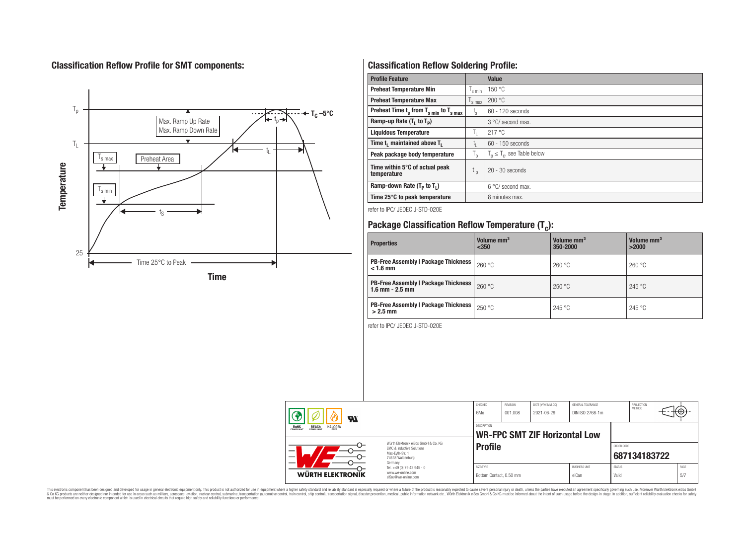## Classification Reflow Profile for SMT components:

## Classification Reflow Soldering Profile:

| Profile Feature | | Value |
|---|---|---|
| Preheat Temperature Min | $T_{s\ min}$ | 150 °C |
| Preheat Temperature Max | $T_{s\ max}$ | 200 °C |
| Preheat Time $t_s$ from $T_{s\ min}$ to $T_{s\ max}$ | $t_s$ | 60 - 120 seconds |
| Ramp-up Rate ($T_L$ to $T_P$) | | 3 °C/ second max. |
| Liquidous Temperature | $T_L$ | 217 °C |
| Time $t_L$ maintained above $T_L$ | $t_L$ | 60 - 150 seconds |
| Peak package body temperature | $T_p$ | $T_p \leq T_c$, see Table below |
| Time within 5°C of actual peak temperature | $t_p$ | 20 - 30 seconds |
| Ramp-down Rate ($T_P$ to $T_L$) | | 6 °C/ second max. |
| Time 25°C to peak temperature | | 8 minutes max. |

refer to IPC/ JEDEC J-STD-020E

## Package Classification Reflow Temperature ($T_c$):

| Properties | Volume mm³ <350 | Volume mm³ 350-2000 | Volume mm³ >2000 |
|---|---|---|---|
| PB-Free Assembly \| Package Thickness < 1.6 mm | 260 °C | 260 °C | 260 °C |
| PB-Free Assembly \| Package Thickness 1.6 mm - 2.5 mm | 260 °C | 250 °C | 245 °C |
| PB-Free Assembly \| Package Thickness > 2.5 mm | 250 °C | 245 °C | 245 °C |

refer to IPC/ JEDEC J-STD-020E

| CHECKED | REVISION | DATE (YYYY-MM-DD) | GENERAL TOLERANCE | PROJECTION METHOD |
|---|---|---|---|---|
| GMo | 001.008 | 2021-06-29 | DIN ISO 2768-1m | |

DESCRIPTION: **WR-FPC SMT ZIF Horizontal Low Profile**

ORDER CODE: **687134183722**

| SIZE/TYPE | BUSINESS UNIT | STATUS | PAGE |
|---|---|---|---|
| Bottom Contact, 0.50 mm | eiCan | Valid | 5/7 |

Würth Elektronik eiSos GmbH & Co. KG
EMC & Inductive Solutions
Max-Eyth-Str. 1
74638 Waldenburg
Germany
Tel. +49 (0) 79 42 945 - 0
www.we-online.com
eiSos@we-online.com

This electronic component has been designed and developed for usage in general electronic equipment only. This product is not authorized for use in equipment where a higher safety standard and reliability standard is especially required or where a failure of the product is reasonably expected to cause severe personal injury or death, unless the parties have executed an agreement specifically governing such use. Moreover Würth Elektronik eiSos GmbH & Co KG products are neither designed nor intended for use in areas such as military, aerospace, aviation, nuclear control, submarine, transportation (automotive control, train control, ship control), transportation signal, disaster prevention, medical, public information network etc.. Würth Elektronik eiSos GmbH & Co KG must be informed about the intent of such usage before the design-in stage. In addition, sufficient reliability evaluation checks for safety must be performed on every electronic component which is used in electrical circuits that require high safety and reliability functions or performance.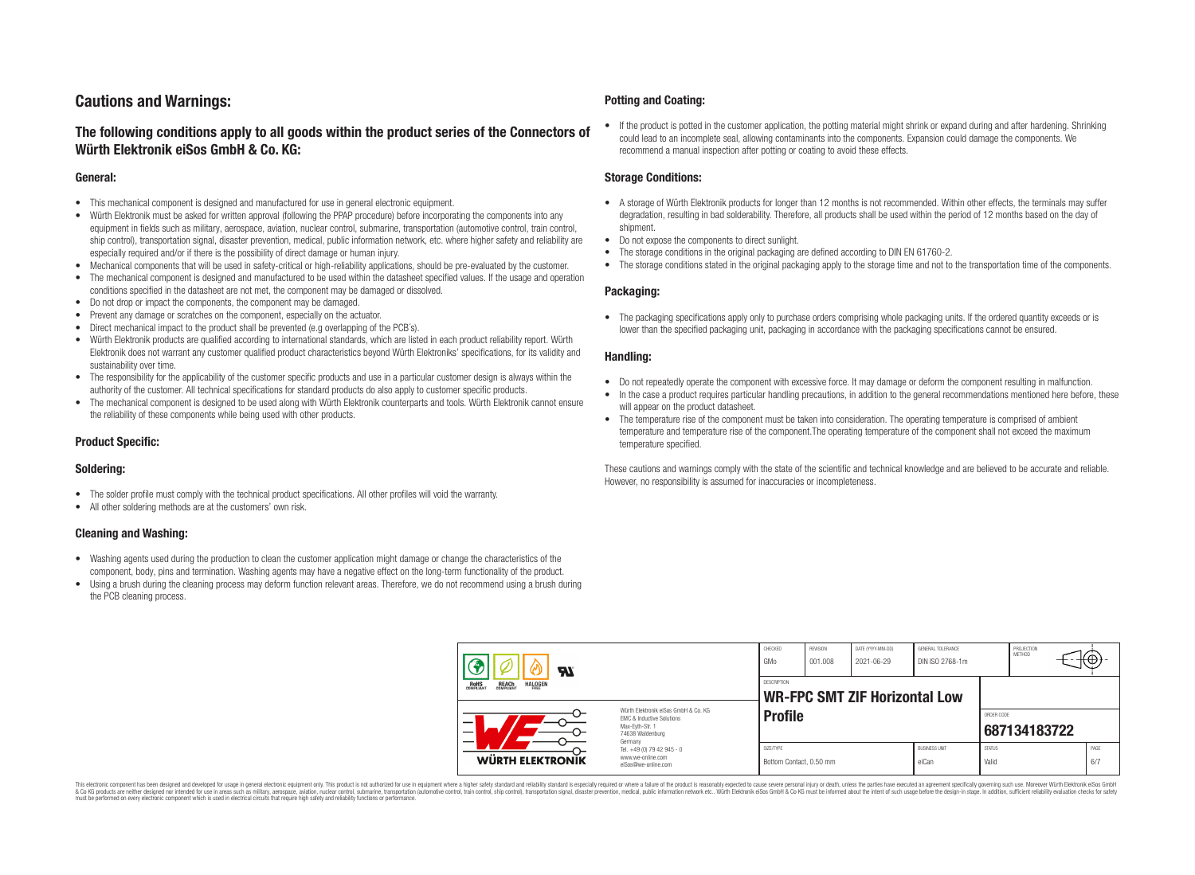# Cautions and Warnings:

## The following conditions apply to all goods within the product series of the Connectors of Würth Elektronik eiSos GmbH & Co. KG:

### General:

- This mechanical component is designed and manufactured for use in general electronic equipment.
- Würth Elektronik must be asked for written approval (following the PPAP procedure) before incorporating the components into any equipment in fields such as military, aerospace, aviation, nuclear control, submarine, transportation (automotive control, train control, ship control), transportation signal, disaster prevention, medical, public information network, etc. where higher safety and reliability are especially required and/or if there is the possibility of direct damage or human injury.
- Mechanical components that will be used in safety-critical or high-reliability applications, should be pre-evaluated by the customer.
- The mechanical component is designed and manufactured to be used within the datasheet specified values. If the usage and operation conditions specified in the datasheet are not met, the component may be damaged or dissolved.
- Do not drop or impact the components, the component may be damaged.
- Prevent any damage or scratches on the component, especially on the actuator.
- Direct mechanical impact to the product shall be prevented (e.g overlapping of the PCB's).
- Würth Elektronik products are qualified according to international standards, which are listed in each product reliability report. Würth Elektronik does not warrant any customer qualified product characteristics beyond Würth Elektroniks' specifications, for its validity and sustainability over time.
- The responsibility for the applicability of the customer specific products and use in a particular customer design is always within the authority of the customer. All technical specifications for standard products do also apply to customer specific products.
- The mechanical component is designed to be used along with Würth Elektronik counterparts and tools. Würth Elektronik cannot ensure the reliability of these components while being used with other products.

### Product Specific:

### Soldering:

- The solder profile must comply with the technical product specifications. All other profiles will void the warranty.
- All other soldering methods are at the customers' own risk.

### Cleaning and Washing:

- Washing agents used during the production to clean the customer application might damage or change the characteristics of the component, body, pins and termination. Washing agents may have a negative effect on the long-term functionality of the product.
- Using a brush during the cleaning process may deform function relevant areas. Therefore, we do not recommend using a brush during the PCB cleaning process.

### Potting and Coating:

- If the product is potted in the customer application, the potting material might shrink or expand during and after hardening. Shrinking could lead to an incomplete seal, allowing contaminants into the components. Expansion could damage the components. We recommend a manual inspection after potting or coating to avoid these effects.

### Storage Conditions:

- A storage of Würth Elektronik products for longer than 12 months is not recommended. Within other effects, the terminals may suffer degradation, resulting in bad solderability. Therefore, all products shall be used within the period of 12 months based on the day of shipment.
- Do not expose the components to direct sunlight.
- The storage conditions in the original packaging are defined according to DIN EN 61760-2.
- The storage conditions stated in the original packaging apply to the storage time and not to the transportation time of the components.

### Packaging:

- The packaging specifications apply only to purchase orders comprising whole packaging units. If the ordered quantity exceeds or is lower than the specified packaging unit, packaging in accordance with the packaging specifications cannot be ensured.

### Handling:

- Do not repeatedly operate the component with excessive force. It may damage or deform the component resulting in malfunction.
- In the case a product requires particular handling precautions, in addition to the general recommendations mentioned here before, these will appear on the product datasheet.
- The temperature rise of the component must be taken into consideration. The operating temperature is comprised of ambient temperature and temperature rise of the component.The operating temperature of the component shall not exceed the maximum temperature specified.

These cautions and warnings comply with the state of the scientific and technical knowledge and are believed to be accurate and reliable. However, no responsibility is assumed for inaccuracies or incompleteness.

| CHECKED | REVISION | DATE (YYYY-MM-DD) | GENERAL TOLERANCE | PROJECTION METHOD |
|---|---|---|---|---|
| GMo | 001.008 | 2021-06-29 | DIN ISO 2768-1m | |

| DESCRIPTION | ORDER CODE |
|---|---|
| WR-FPC SMT ZIF Horizontal Low Profile | 687134183722 |

| SIZE/TYPE | BUSINESS UNIT | STATUS | PAGE |
|---|---|---|---|
| Bottom Contact, 0.50 mm | eiCan | Valid | 6/7 |

Würth Elektronik eiSos GmbH & Co. KG
EMC & Inductive Solutions
Max-Eyth-Str. 1
74638 Waldenburg
Germany
Tel. +49 (0) 79 42 945 - 0
www.we-online.com
eiSos@we-online.com

This electronic component has been designed and developed for usage in general electronic equipment only. This product is not authorized for use in equipment where a higher safety standard and reliability standard is especially required or where a failure of the product is reasonably expected to cause severe personal injury or death, unless the parties have executed an agreement specifically governing such use. Moreover Würth Elektronik eiSos GmbH & Co KG products are neither designed nor intended for use in areas such as military, aerospace, aviation, nuclear control, submarine, transportation (automotive control, train control, ship control), transportation signal, disaster prevention, medical, public information network etc.. Würth Elektronik eiSos GmbH & Co KG must be informed about the intent of such usage before the design-in stage. In addition, sufficient reliability evaluation checks for safety must be performed on every electronic component which is used in electrical circuits that require high safety and reliability functions or performance.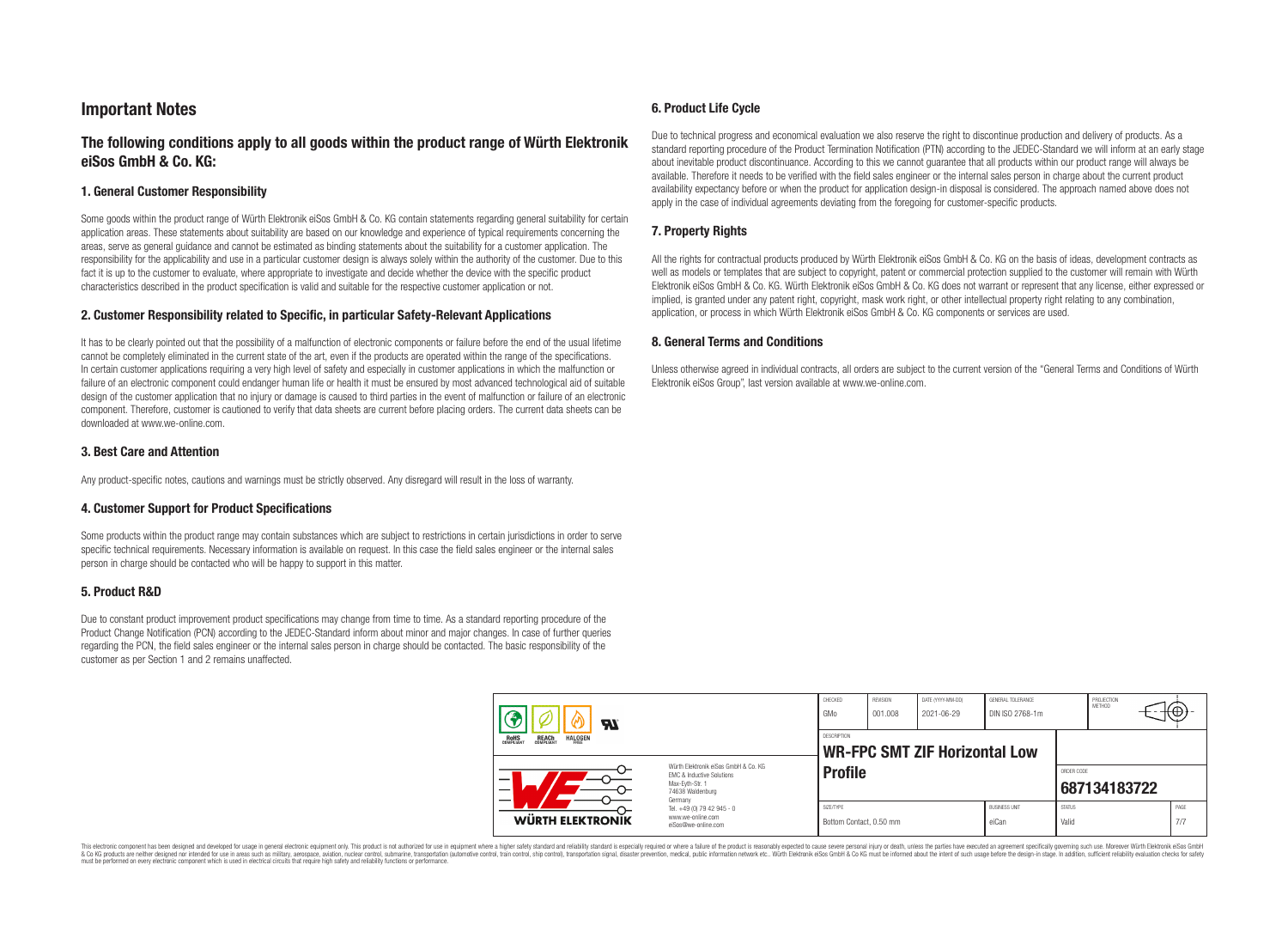# Important Notes

## The following conditions apply to all goods within the product range of Würth Elektronik eiSos GmbH & Co. KG:

### 1. General Customer Responsibility

Some goods within the product range of Würth Elektronik eiSos GmbH & Co. KG contain statements regarding general suitability for certain application areas. These statements about suitability are based on our knowledge and experience of typical requirements concerning the areas, serve as general guidance and cannot be estimated as binding statements about the suitability for a customer application. The responsibility for the applicability and use in a particular customer design is always solely within the authority of the customer. Due to this fact it is up to the customer to evaluate, where appropriate to investigate and decide whether the device with the specific product characteristics described in the product specification is valid and suitable for the respective customer application or not.

### 2. Customer Responsibility related to Specific, in particular Safety-Relevant Applications

It has to be clearly pointed out that the possibility of a malfunction of electronic components or failure before the end of the usual lifetime cannot be completely eliminated in the current state of the art, even if the products are operated within the range of the specifications. In certain customer applications requiring a very high level of safety and especially in customer applications in which the malfunction or failure of an electronic component could endanger human life or health it must be ensured by most advanced technological aid of suitable design of the customer application that no injury or damage is caused to third parties in the event of malfunction or failure of an electronic component. Therefore, customer is cautioned to verify that data sheets are current before placing orders. The current data sheets can be downloaded at www.we-online.com.

### 3. Best Care and Attention

Any product-specific notes, cautions and warnings must be strictly observed. Any disregard will result in the loss of warranty.

### 4. Customer Support for Product Specifications

Some products within the product range may contain substances which are subject to restrictions in certain jurisdictions in order to serve specific technical requirements. Necessary information is available on request. In this case the field sales engineer or the internal sales person in charge should be contacted who will be happy to support in this matter.

### 5. Product R&D

Due to constant product improvement product specifications may change from time to time. As a standard reporting procedure of the Product Change Notification (PCN) according to the JEDEC-Standard inform about minor and major changes. In case of further queries regarding the PCN, the field sales engineer or the internal sales person in charge should be contacted. The basic responsibility of the customer as per Section 1 and 2 remains unaffected.

### 6. Product Life Cycle

Due to technical progress and economical evaluation we also reserve the right to discontinue production and delivery of products. As a standard reporting procedure of the Product Termination Notification (PTN) according to the JEDEC-Standard we will inform at an early stage about inevitable product discontinuance. According to this we cannot guarantee that all products within our product range will always be available. Therefore it needs to be verified with the field sales engineer or the internal sales person in charge about the current product availability expectancy before or when the product for application design-in disposal is considered. The approach named above does not apply in the case of individual agreements deviating from the foregoing for customer-specific products.

### 7. Property Rights

All the rights for contractual products produced by Würth Elektronik eiSos GmbH & Co. KG on the basis of ideas, development contracts as well as models or templates that are subject to copyright, patent or commercial protection supplied to the customer will remain with Würth Elektronik eiSos GmbH & Co. KG. Würth Elektronik eiSos GmbH & Co. KG does not warrant or represent that any license, either expressed or implied, is granted under any patent right, copyright, mask work right, or other intellectual property right relating to any combination, application, or process in which Würth Elektronik eiSos GmbH & Co. KG components or services are used.

### 8. General Terms and Conditions

Unless otherwise agreed in individual contracts, all orders are subject to the current version of the "General Terms and Conditions of Würth Elektronik eiSos Group", last version available at www.we-online.com.

| | | | | | | |
|---|---|---|---|---|---|---|
| CHECKED: GMo | REVISION: 001.008 | DATE (YYYY-MM-DD): 2021-06-29 | GENERAL TOLERANCE: DIN ISO 2768-1m | | PROJECTION METHOD | |
| DESCRIPTION: **WR-FPC SMT ZIF Horizontal Low Profile** | | | | ORDER CODE: **687134183722** | | |
| SIZE/TYPE: Bottom Contact, 0.50 mm | | | BUSINESS UNIT: eiCan | STATUS: Valid | | PAGE: 7/7 |

Würth Elektronik eiSos GmbH & Co. KG
EMC & Inductive Solutions
Max-Eyth-Str. 1
74638 Waldenburg
Germany
Tel. +49 (0) 79 42 945 - 0
www.we-online.com
eiSos@we-online.com

WÜRTH ELEKTRONIK

RoHS COMPLIANT · REACh COMPLIANT · HALOGEN FREE

This electronic component has been designed and developed for usage in general electronic equipment only. This product is not authorized for use in equipment where a higher safety standard and reliability standard is especially required or where a failure of the product is reasonably expected to cause severe personal injury or death, unless the parties have executed an agreement specifically governing such use. Moreover Würth Elektronik eiSos GmbH & Co KG products are neither designed nor intended for use in areas such as military, aerospace, aviation, nuclear control, submarine, transportation (automotive control, train control, ship control), transportation signal, disaster prevention, medical, public information network etc.. Würth Elektronik eiSos GmbH & Co KG must be informed about the intent of such usage before the design-in stage. In addition, sufficient reliability evaluation checks for safety must be performed on every electronic component which is used in electrical circuits that require high safety and reliability functions or performance.